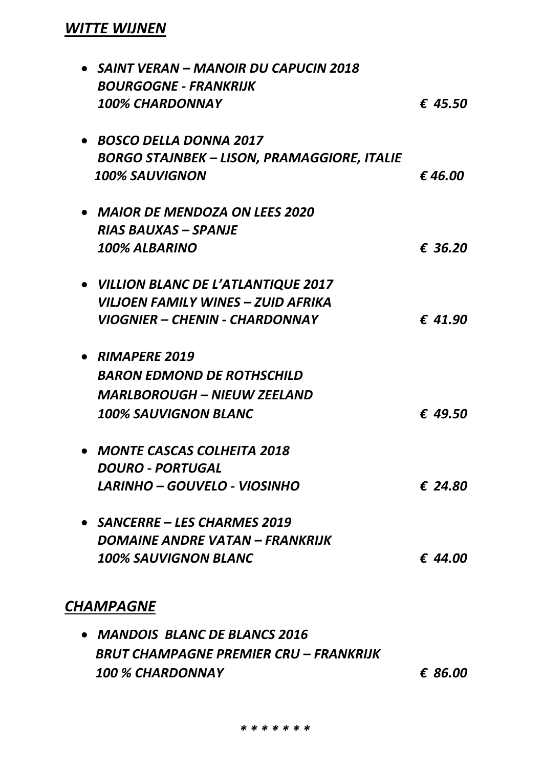## *WITTE WIJNEN*

- ***SAINT VERAN – MANOIR DU CAPUCIN 2018***
  ***BOURGOGNE - FRANKRIJK***
  ***100% CHARDONNAY*** ***€ 45.50***

- ***BOSCO DELLA DONNA 2017***
  ***BORGO STAJNBEK – LISON, PRAMAGGIORE, ITALIE***
  ***100% SAUVIGNON*** ***€ 46.00***

- ***MAIOR DE MENDOZA ON LEES 2020***
  ***RIAS BAUXAS – SPANJE***
  ***100% ALBARINO*** ***€ 36.20***

- ***VILLION BLANC DE L'ATLANTIQUE 2017***
  ***VILJOEN FAMILY WINES – ZUID AFRIKA***
  ***VIOGNIER – CHENIN - CHARDONNAY*** ***€ 41.90***

- ***RIMAPERE 2019***
  ***BARON EDMOND DE ROTHSCHILD***
  ***MARLBOROUGH – NIEUW ZEELAND***
  ***100% SAUVIGNON BLANC*** ***€ 49.50***

- ***MONTE CASCAS COLHEITA 2018***
  ***DOURO - PORTUGAL***
  ***LARINHO – GOUVELO - VIOSINHO*** ***€ 24.80***

- ***SANCERRE – LES CHARMES 2019***
  ***DOMAINE ANDRE VATAN – FRANKRIJK***
  ***100% SAUVIGNON BLANC*** ***€ 44.00***

## *CHAMPAGNE*

- ***MANDOIS BLANC DE BLANCS 2016***
  ***BRUT CHAMPAGNE PREMIER CRU – FRANKRIJK***
  ***100 % CHARDONNAY*** ***€ 86.00***

*\* \* \* \* \* \* \**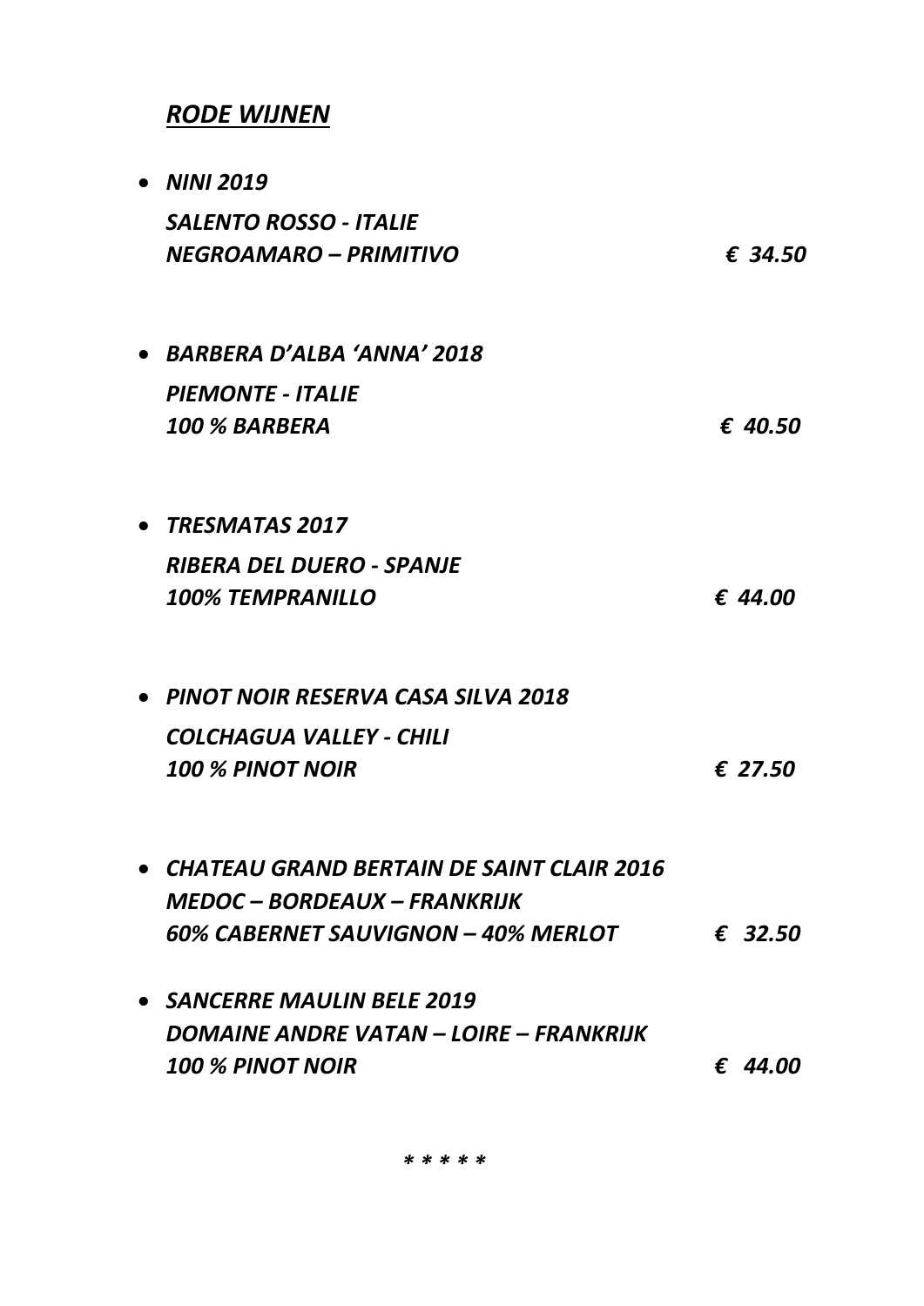## ***RODE WIJNEN***

- ***NINI 2019***

  ***SALENTO ROSSO - ITALIE***
  ***NEGROAMARO – PRIMITIVO*** ***€ 34.50***

- ***BARBERA D'ALBA 'ANNA' 2018***

  ***PIEMONTE - ITALIE***
  ***100 % BARBERA*** ***€ 40.50***

- ***TRESMATAS 2017***

  ***RIBERA DEL DUERO - SPANJE***
  ***100% TEMPRANILLO*** ***€ 44.00***

- ***PINOT NOIR RESERVA CASA SILVA 2018***

  ***COLCHAGUA VALLEY - CHILI***
  ***100 % PINOT NOIR*** ***€ 27.50***

- ***CHATEAU GRAND BERTAIN DE SAINT CLAIR 2016***
  ***MEDOC – BORDEAUX – FRANKRIJK***
  ***60% CABERNET SAUVIGNON – 40% MERLOT*** ***€ 32.50***

- ***SANCERRE MAULIN BELE 2019***
  ***DOMAINE ANDRE VATAN – LOIRE – FRANKRIJK***
  ***100 % PINOT NOIR*** ***€ 44.00***

***\* \* \* \* \****